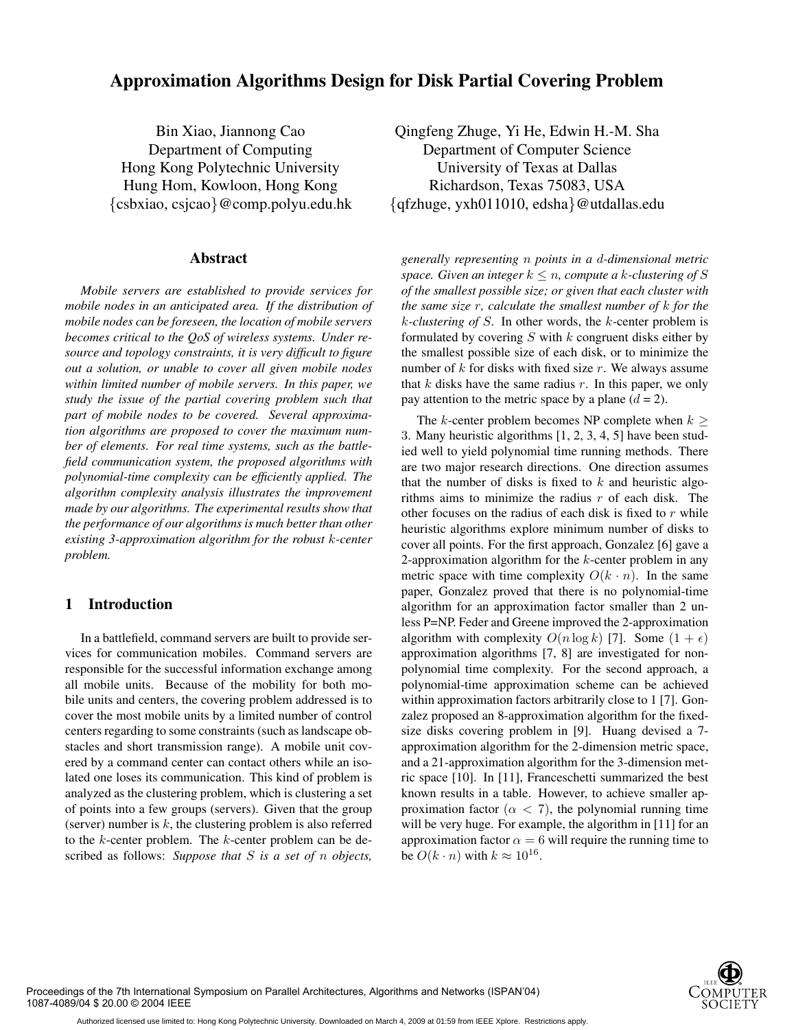# Approximation Algorithms Design for Disk Partial Covering Problem

Bin Xiao, Jiannong Cao
Department of Computing
Hong Kong Polytechnic University
Hung Hom, Kowloon, Hong Kong
{csbxiao, csjcao}@comp.polyu.edu.hk

Qingfeng Zhuge, Yi He, Edwin H.-M. Sha
Department of Computer Science
University of Texas at Dallas
Richardson, Texas 75083, USA
{qfzhuge, yxh011010, edsha}@utdallas.edu

## Abstract

*Mobile servers are established to provide services for mobile nodes in an anticipated area. If the distribution of mobile nodes can be foreseen, the location of mobile servers becomes critical to the QoS of wireless systems. Under resource and topology constraints, it is very difficult to figure out a solution, or unable to cover all given mobile nodes within limited number of mobile servers. In this paper, we study the issue of the partial covering problem such that part of mobile nodes to be covered. Several approximation algorithms are proposed to cover the maximum number of elements. For real time systems, such as the battlefield communication system, the proposed algorithms with polynomial-time complexity can be efficiently applied. The algorithm complexity analysis illustrates the improvement made by our algorithms. The experimental results show that the performance of our algorithms is much better than other existing 3-approximation algorithm for the robust $k$-center problem.*

## 1 Introduction

In a battlefield, command servers are built to provide services for communication mobiles. Command servers are responsible for the successful information exchange among all mobile units. Because of the mobility for both mobile units and centers, the covering problem addressed is to cover the most mobile units by a limited number of control centers regarding to some constraints (such as landscape obstacles and short transmission range). A mobile unit covered by a command center can contact others while an isolated one loses its communication. This kind of problem is analyzed as the clustering problem, which is clustering a set of points into a few groups (servers). Given that the group (server) number is $k$, the clustering problem is also referred to the $k$-center problem. The $k$-center problem can be described as follows: *Suppose that $S$ is a set of $n$ objects, generally representing $n$ points in a $d$-dimensional metric space. Given an integer $k \leq n$, compute a $k$-clustering of $S$ of the smallest possible size; or given that each cluster with the same size $r$, calculate the smallest number of $k$ for the $k$-clustering of $S$.* In other words, the $k$-center problem is formulated by covering $S$ with $k$ congruent disks either by the smallest possible size of each disk, or to minimize the number of $k$ for disks with fixed size $r$. We always assume that $k$ disks have the same radius $r$. In this paper, we only pay attention to the metric space by a plane ($d$ = 2).

The $k$-center problem becomes NP complete when $k \geq 3$. Many heuristic algorithms [1, 2, 3, 4, 5] have been studied well to yield polynomial time running methods. There are two major research directions. One direction assumes that the number of disks is fixed to $k$ and heuristic algorithms aims to minimize the radius $r$ of each disk. The other focuses on the radius of each disk is fixed to $r$ while heuristic algorithms explore minimum number of disks to cover all points. For the first approach, Gonzalez [6] gave a 2-approximation algorithm for the $k$-center problem in any metric space with time complexity $O(k \cdot n)$. In the same paper, Gonzalez proved that there is no polynomial-time algorithm for an approximation factor smaller than 2 unless P=NP. Feder and Greene improved the 2-approximation algorithm with complexity $O(n \log k)$ [7]. Some $(1 + \epsilon)$ approximation algorithms [7, 8] are investigated for non-polynomial time complexity. For the second approach, a polynomial-time approximation scheme can be achieved within approximation factors arbitrarily close to 1 [7]. Gonzalez proposed an 8-approximation algorithm for the fixed-size disks covering problem in [9]. Huang devised a 7-approximation algorithm for the 2-dimension metric space, and a 21-approximation algorithm for the 3-dimension metric space [10]. In [11], Franceschetti summarized the best known results in a table. However, to achieve smaller approximation factor ($\alpha < 7$), the polynomial running time will be very huge. For example, the algorithm in [11] for an approximation factor $\alpha = 6$ will require the running time to be $O(k \cdot n)$ with $k \approx 10^{16}$.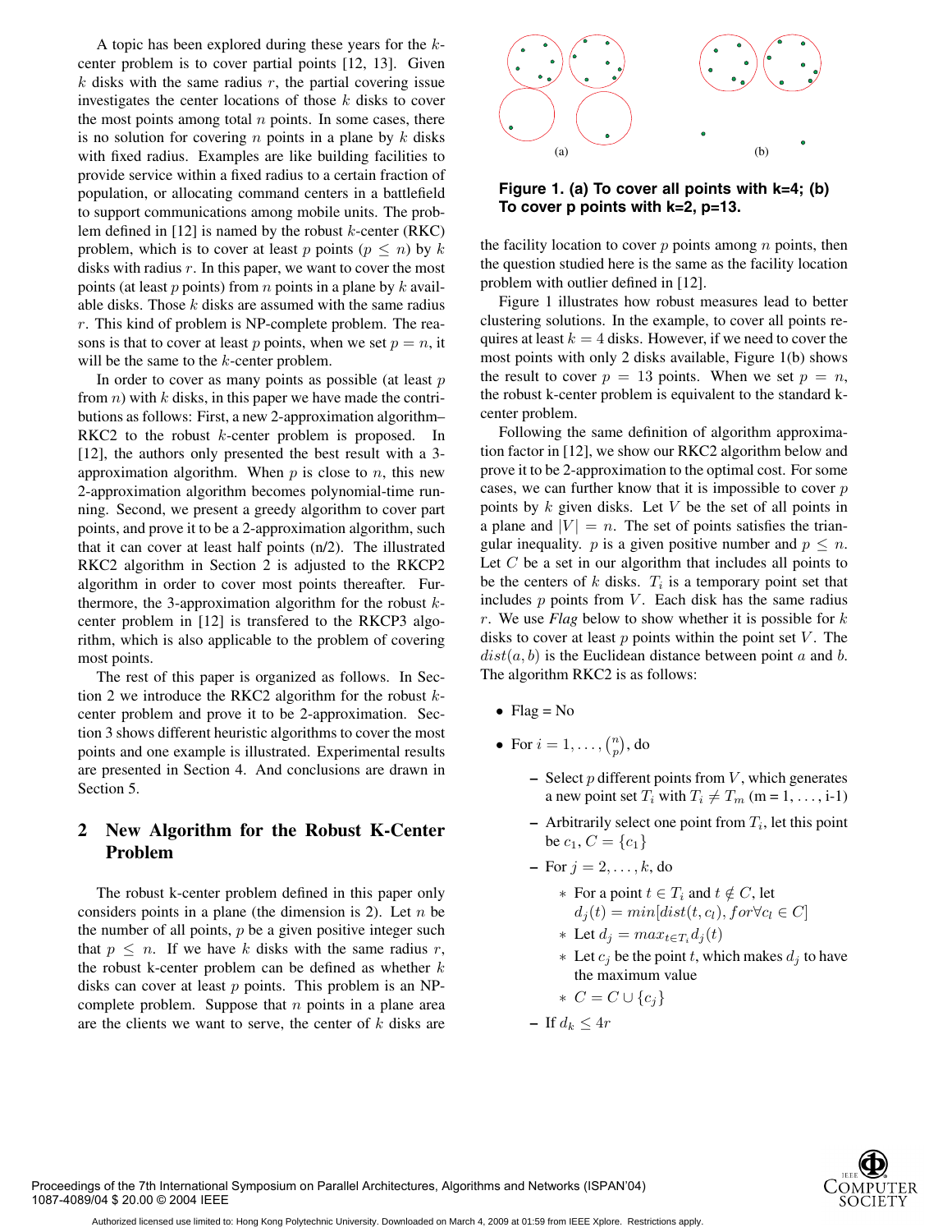A topic has been explored during these years for the $k$-center problem is to cover partial points [12, 13]. Given $k$ disks with the same radius $r$, the partial covering issue investigates the center locations of those $k$ disks to cover the most points among total $n$ points. In some cases, there is no solution for covering $n$ points in a plane by $k$ disks with fixed radius. Examples are like building facilities to provide service within a fixed radius to a certain fraction of population, or allocating command centers in a battlefield to support communications among mobile units. The problem defined in [12] is named by the robust $k$-center (RKC) problem, which is to cover at least $p$ points ($p \leq n$) by $k$ disks with radius $r$. In this paper, we want to cover the most points (at least $p$ points) from $n$ points in a plane by $k$ available disks. Those $k$ disks are assumed with the same radius $r$. This kind of problem is NP-complete problem. The reasons is that to cover at least $p$ points, when we set $p = n$, it will be the same to the $k$-center problem.

In order to cover as many points as possible (at least $p$ from $n$) with $k$ disks, in this paper we have made the contributions as follows: First, a new 2-approximation algorithm–RKC2 to the robust $k$-center problem is proposed. In [12], the authors only presented the best result with a 3-approximation algorithm. When $p$ is close to $n$, this new 2-approximation algorithm becomes polynomial-time running. Second, we present a greedy algorithm to cover part points, and prove it to be a 2-approximation algorithm, such that it can cover at least half points (n/2). The illustrated RKC2 algorithm in Section 2 is adjusted to the RKCP2 algorithm in order to cover most points thereafter. Furthermore, the 3-approximation algorithm for the robust $k$-center problem in [12] is transfered to the RKCP3 algorithm, which is also applicable to the problem of covering most points.

The rest of this paper is organized as follows. In Section 2 we introduce the RKC2 algorithm for the robust $k$-center problem and prove it to be 2-approximation. Section 3 shows different heuristic algorithms to cover the most points and one example is illustrated. Experimental results are presented in Section 4. And conclusions are drawn in Section 5.

## 2 New Algorithm for the Robust K-Center Problem

The robust k-center problem defined in this paper only considers points in a plane (the dimension is 2). Let $n$ be the number of all points, $p$ be a given positive integer such that $p \leq n$. If we have $k$ disks with the same radius $r$, the robust k-center problem can be defined as whether $k$ disks can cover at least $p$ points. This problem is an NP-complete problem. Suppose that $n$ points in a plane area are the clients we want to serve, the center of $k$ disks are the facility location to cover $p$ points among $n$ points, then the question studied here is the same as the facility location problem with outlier defined in [12].

**Figure 1. (a) To cover all points with k=4; (b) To cover p points with k=2, p=13.**

Figure 1 illustrates how robust measures lead to better clustering solutions. In the example, to cover all points requires at least $k = 4$ disks. However, if we need to cover the most points with only 2 disks available, Figure 1(b) shows the result to cover $p = 13$ points. When we set $p = n$, the robust k-center problem is equivalent to the standard k-center problem.

Following the same definition of algorithm approximation factor in [12], we show our RKC2 algorithm below and prove it to be 2-approximation to the optimal cost. For some cases, we can further know that it is impossible to cover $p$ points by $k$ given disks. Let $V$ be the set of all points in a plane and $|V| = n$. The set of points satisfies the triangular inequality. $p$ is a given positive number and $p \leq n$. Let $C$ be a set in our algorithm that includes all points to be the centers of $k$ disks. $T_i$ is a temporary point set that includes $p$ points from $V$. Each disk has the same radius $r$. We use *Flag* below to show whether it is possible for $k$ disks to cover at least $p$ points within the point set $V$. The $dist(a, b)$ is the Euclidean distance between point $a$ and $b$. The algorithm RKC2 is as follows:

- Flag = No
- For $i = 1, \ldots, \binom{n}{p}$, do
  - Select $p$ different points from $V$, which generates a new point set $T_i$ with $T_i \neq T_m$ (m = 1, ..., i-1)
  - Arbitrarily select one point from $T_i$, let this point be $c_1$, $C = \{c_1\}$
  - For $j = 2, \ldots, k$, do
    - For a point $t \in T_i$ and $t \notin C$, let $d_j(t) = min[dist(t, c_l), for \forall c_l \in C]$
    - Let $d_j = max_{t \in T_i} d_j(t)$
    - Let $c_j$ be the point $t$, which makes $d_j$ to have the maximum value
    - $C = C \cup \{c_j\}$
  - If $d_k \leq 4r$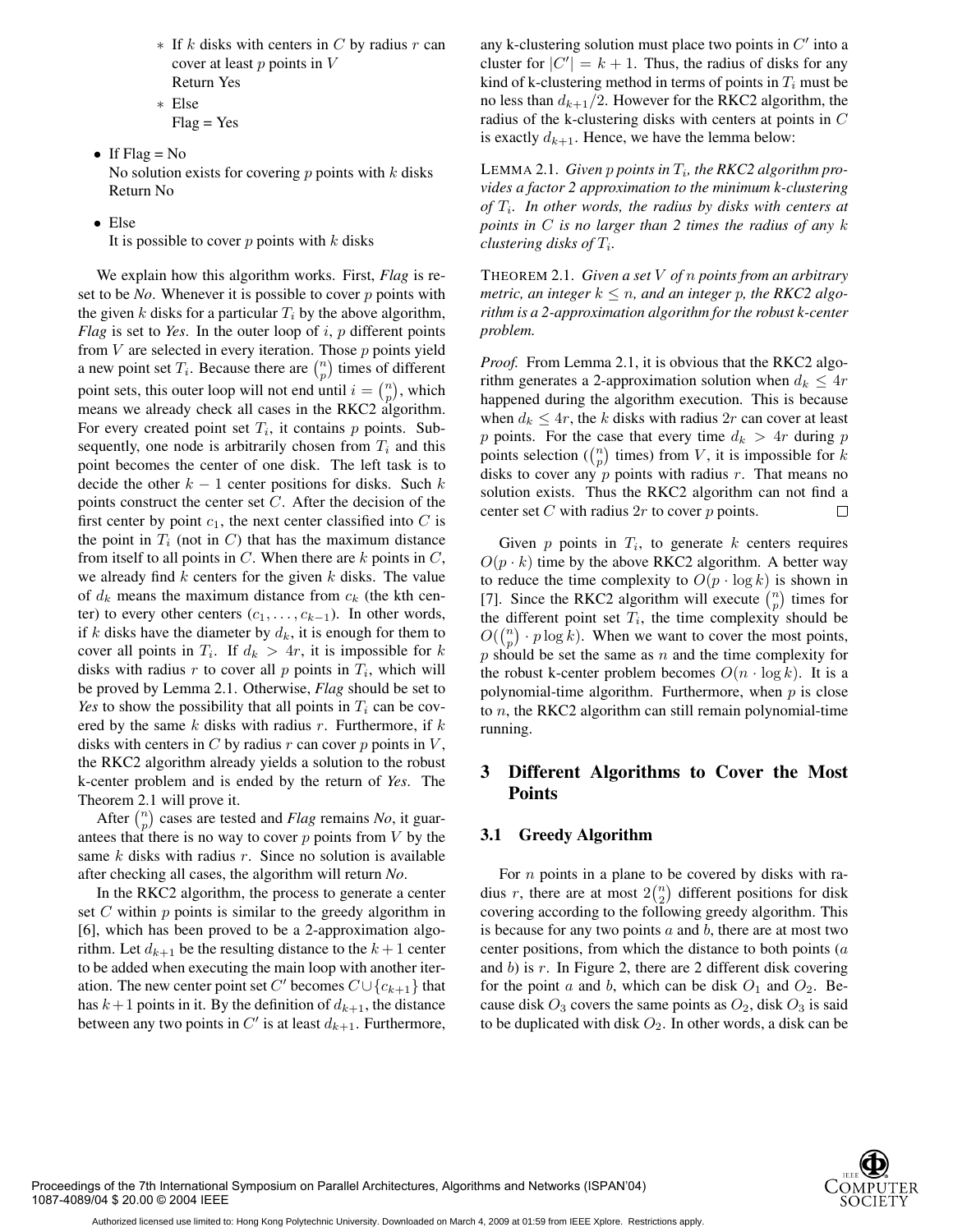- If $k$ disks with centers in $C$ by radius $r$ can cover at least $p$ points in $V$
    Return Yes
  - Else
    Flag = Yes

- If Flag = No
  No solution exists for covering $p$ points with $k$ disks
  Return No
- Else
  It is possible to cover $p$ points with $k$ disks

We explain how this algorithm works. First, *Flag* is reset to be *No*. Whenever it is possible to cover $p$ points with the given $k$ disks for a particular $T_i$ by the above algorithm, *Flag* is set to *Yes*. In the outer loop of $i$, $p$ different points from $V$ are selected in every iteration. Those $p$ points yield a new point set $T_i$. Because there are $\binom{n}{p}$ times of different point sets, this outer loop will not end until $i = \binom{n}{p}$, which means we already check all cases in the RKC2 algorithm. For every created point set $T_i$, it contains $p$ points. Subsequently, one node is arbitrarily chosen from $T_i$ and this point becomes the center of one disk. The left task is to decide the other $k-1$ center positions for disks. Such $k$ points construct the center set $C$. After the decision of the first center by point $c_1$, the next center classified into $C$ is the point in $T_i$ (not in $C$) that has the maximum distance from itself to all points in $C$. When there are $k$ points in $C$, we already find $k$ centers for the given $k$ disks. The value of $d_k$ means the maximum distance from $c_k$ (the kth center) to every other centers ($c_1, \ldots, c_{k-1}$). In other words, if $k$ disks have the diameter by $d_k$, it is enough for them to cover all points in $T_i$. If $d_k > 4r$, it is impossible for $k$ disks with radius $r$ to cover all $p$ points in $T_i$, which will be proved by Lemma 2.1. Otherwise, *Flag* should be set to *Yes* to show the possibility that all points in $T_i$ can be covered by the same $k$ disks with radius $r$. Furthermore, if $k$ disks with centers in $C$ by radius $r$ can cover $p$ points in $V$, the RKC2 algorithm already yields a solution to the robust k-center problem and is ended by the return of *Yes*. The Theorem 2.1 will prove it.

After $\binom{n}{p}$ cases are tested and *Flag* remains *No*, it guarantees that there is no way to cover $p$ points from $V$ by the same $k$ disks with radius $r$. Since no solution is available after checking all cases, the algorithm will return *No*.

In the RKC2 algorithm, the process to generate a center set $C$ within $p$ points is similar to the greedy algorithm in [6], which has been proved to be a 2-approximation algorithm. Let $d_{k+1}$ be the resulting distance to the $k+1$ center to be added when executing the main loop with another iteration. The new center point set $C'$ becomes $C \cup \{c_{k+1}\}$ that has $k+1$ points in it. By the definition of $d_{k+1}$, the distance between any two points in $C'$ is at least $d_{k+1}$. Furthermore, any k-clustering solution must place two points in $C'$ into a cluster for $|C'| = k+1$. Thus, the radius of disks for any kind of k-clustering method in terms of points in $T_i$ must be no less than $d_{k+1}/2$. However for the RKC2 algorithm, the radius of the k-clustering disks with centers at points in $C$ is exactly $d_{k+1}$. Hence, we have the lemma below:

LEMMA 2.1. *Given $p$ points in $T_i$, the RKC2 algorithm provides a factor 2 approximation to the minimum k-clustering of $T_i$. In other words, the radius by disks with centers at points in $C$ is no larger than 2 times the radius of any $k$ clustering disks of $T_i$.*

THEOREM 2.1. *Given a set $V$ of $n$ points from an arbitrary metric, an integer $k \leq n$, and an integer $p$, the RKC2 algorithm is a 2-approximation algorithm for the robust k-center problem.*

*Proof.* From Lemma 2.1, it is obvious that the RKC2 algorithm generates a 2-approximation solution when $d_k \leq 4r$ happened during the algorithm execution. This is because when $d_k \leq 4r$, the $k$ disks with radius $2r$ can cover at least $p$ points. For the case that every time $d_k > 4r$ during $p$ points selection ($\binom{n}{p}$ times) from $V$, it is impossible for $k$ disks to cover any $p$ points with radius $r$. That means no solution exists. Thus the RKC2 algorithm can not find a center set $C$ with radius $2r$ to cover $p$ points. □

Given $p$ points in $T_i$, to generate $k$ centers requires $O(p \cdot k)$ time by the above RKC2 algorithm. A better way to reduce the time complexity to $O(p \cdot \log k)$ is shown in [7]. Since the RKC2 algorithm will execute $\binom{n}{p}$ times for the different point set $T_i$, the time complexity should be $O(\binom{n}{p} \cdot p \log k)$. When we want to cover the most points, $p$ should be set the same as $n$ and the time complexity for the robust k-center problem becomes $O(n \cdot \log k)$. It is a polynomial-time algorithm. Furthermore, when $p$ is close to $n$, the RKC2 algorithm can still remain polynomial-time running.

## 3 Different Algorithms to Cover the Most Points

### 3.1 Greedy Algorithm

For $n$ points in a plane to be covered by disks with radius $r$, there are at most $2\binom{n}{2}$ different positions for disk covering according to the following greedy algorithm. This is because for any two points $a$ and $b$, there are at most two center positions, from which the distance to both points ($a$ and $b$) is $r$. In Figure 2, there are 2 different disk covering for the point $a$ and $b$, which can be disk $O_1$ and $O_2$. Because disk $O_3$ covers the same points as $O_2$, disk $O_3$ is said to be duplicated with disk $O_2$. In other words, a disk can be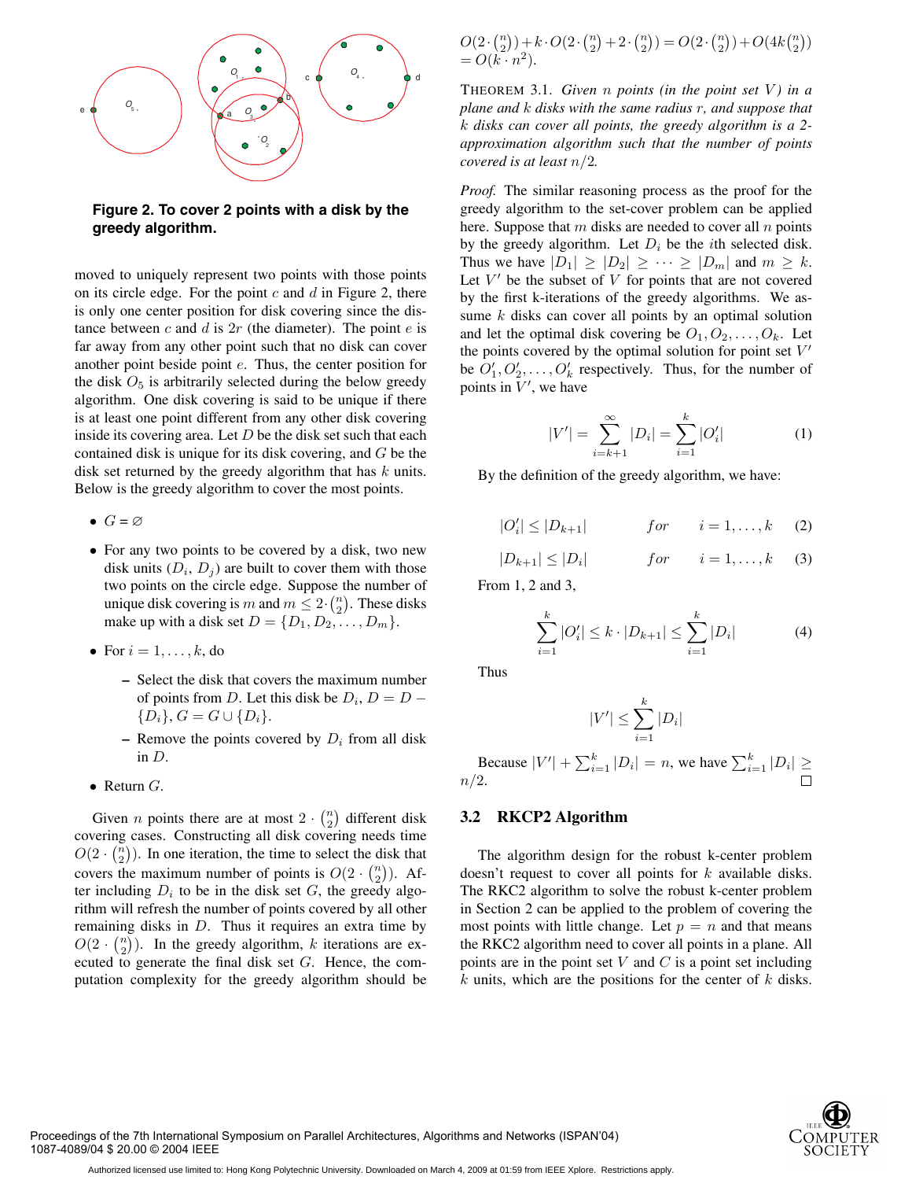**Figure 2. To cover 2 points with a disk by the greedy algorithm.**

moved to uniquely represent two points with those points on its circle edge. For the point $c$ and $d$ in Figure 2, there is only one center position for disk covering since the distance between $c$ and $d$ is $2r$ (the diameter). The point $e$ is far away from any other point such that no disk can cover another point beside point $e$. Thus, the center position for the disk $O_5$ is arbitrarily selected during the below greedy algorithm. One disk covering is said to be unique if there is at least one point different from any other disk covering inside its covering area. Let $D$ be the disk set such that each contained disk is unique for its disk covering, and $G$ be the disk set returned by the greedy algorithm that has $k$ units. Below is the greedy algorithm to cover the most points.

- $G = \varnothing$
- For any two points to be covered by a disk, two new disk units ($D_i$, $D_j$) are built to cover them with those two points on the circle edge. Suppose the number of unique disk covering is $m$ and $m \leq 2 \cdot \binom{n}{2}$. These disks make up with a disk set $D = \{D_1, D_2, \ldots, D_m\}$.
- For $i = 1, \ldots, k$, do
  - Select the disk that covers the maximum number of points from $D$. Let this disk be $D_i$, $D = D - \{D_i\}$, $G = G \cup \{D_i\}$.
  - Remove the points covered by $D_i$ from all disk in $D$.
- Return $G$.

Given $n$ points there are at most $2 \cdot \binom{n}{2}$ different disk covering cases. Constructing all disk covering needs time $O(2 \cdot \binom{n}{2})$. In one iteration, the time to select the disk that covers the maximum number of points is $O(2 \cdot \binom{n}{2})$. After including $D_i$ to be in the disk set $G$, the greedy algorithm will refresh the number of points covered by all other remaining disks in $D$. Thus it requires an extra time by $O(2 \cdot \binom{n}{2})$. In the greedy algorithm, $k$ iterations are executed to generate the final disk set $G$. Hence, the computation complexity for the greedy algorithm should be $O(2 \cdot \binom{n}{2}) + k \cdot O(2 \cdot \binom{n}{2} + 2 \cdot \binom{n}{2}) = O(2 \cdot \binom{n}{2}) + O(4k\binom{n}{2}) = O(k \cdot n^2)$.

THEOREM 3.1. *Given $n$ points (in the point set $V$) in a plane and $k$ disks with the same radius $r$, and suppose that $k$ disks can cover all points, the greedy algorithm is a 2-approximation algorithm such that the number of points covered is at least $n/2$.*

*Proof.* The similar reasoning process as the proof for the greedy algorithm to the set-cover problem can be applied here. Suppose that $m$ disks are needed to cover all $n$ points by the greedy algorithm. Let $D_i$ be the $i$th selected disk. Thus we have $|D_1| \geq |D_2| \geq \cdots \geq |D_m|$ and $m \geq k$. Let $V'$ be the subset of $V$ for points that are not covered by the first k-iterations of the greedy algorithms. We assume $k$ disks can cover all points by an optimal solution and let the optimal disk covering be $O_1, O_2, \ldots, O_k$. Let the points covered by the optimal solution for point set $V'$ be $O'_1, O'_2, \ldots, O'_k$ respectively. Thus, for the number of points in $V'$, we have

$$|V'| = \sum_{i=k+1}^{\infty} |D_i| = \sum_{i=1}^{k} |O'_i| \tag{1}$$

By the definition of the greedy algorithm, we have:

$$|O'_i| \leq |D_{k+1}| \qquad for \quad i = 1, \ldots, k \tag{2}$$

$$|D_{k+1}| \leq |D_i| \qquad for \quad i = 1, \ldots, k \tag{3}$$

From 1, 2 and 3,

$$\sum_{i=1}^{k} |O'_i| \leq k \cdot |D_{k+1}| \leq \sum_{i=1}^{k} |D_i| \tag{4}$$

Thus

$$|V'| \leq \sum_{i=1}^{k} |D_i|$$

Because $|V'| + \sum_{i=1}^{k} |D_i| = n$, we have $\sum_{i=1}^{k} |D_i| \geq n/2$. □

### 3.2 RKCP2 Algorithm

The algorithm design for the robust k-center problem doesn't request to cover all points for $k$ available disks. The RKC2 algorithm to solve the robust k-center problem in Section 2 can be applied to the problem of covering the most points with little change. Let $p = n$ and that means the RKC2 algorithm need to cover all points in a plane. All points are in the point set $V$ and $C$ is a point set including $k$ units, which are the positions for the center of $k$ disks.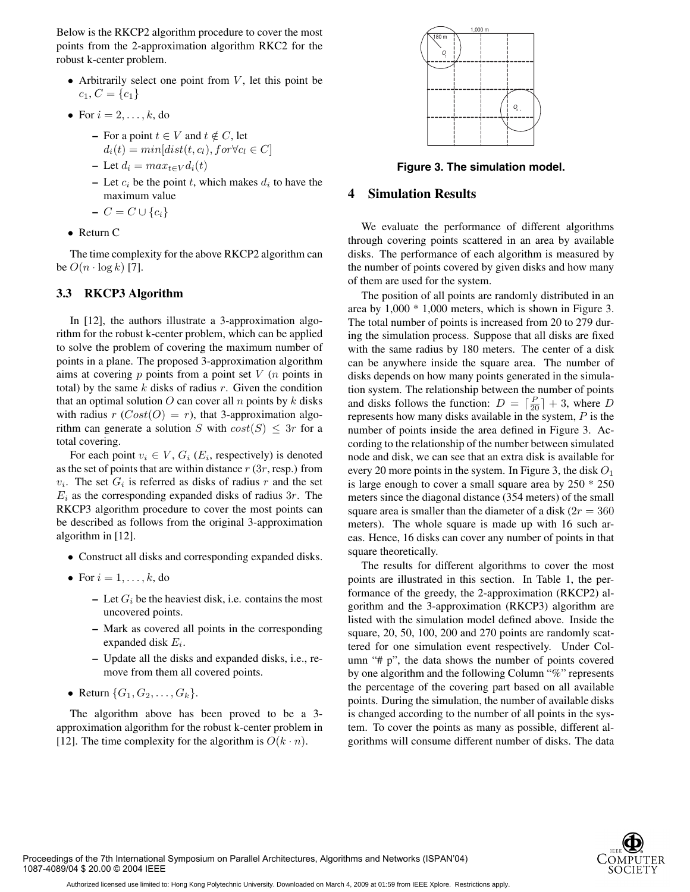Below is the RKCP2 algorithm procedure to cover the most points from the 2-approximation algorithm RKC2 for the robust k-center problem.

- Arbitrarily select one point from $V$, let this point be $c_1$, $C = \{c_1\}$
- For $i = 2, \ldots, k$, do
  - For a point $t \in V$ and $t \notin C$, let $d_i(t) = min[dist(t, c_l), for \forall c_l \in C]$
  - Let $d_i = max_{t \in V} d_i(t)$
  - Let $c_i$ be the point $t$, which makes $d_i$ to have the maximum value
  - $C = C \cup \{c_i\}$
- Return C

The time complexity for the above RKCP2 algorithm can be $O(n \cdot \log k)$ [7].

### 3.3 RKCP3 Algorithm

In [12], the authors illustrate a 3-approximation algorithm for the robust k-center problem, which can be applied to solve the problem of covering the maximum number of points in a plane. The proposed 3-approximation algorithm aims at covering $p$ points from a point set $V$ ($n$ points in total) by the same $k$ disks of radius $r$. Given the condition that an optimal solution $O$ can cover all $n$ points by $k$ disks with radius $r$ ($Cost(O) = r$), that 3-approximation algorithm can generate a solution $S$ with $cost(S) \leq 3r$ for a total covering.

For each point $v_i \in V$, $G_i$ ($E_i$, respectively) is denoted as the set of points that are within distance $r$ ($3r$, resp.) from $v_i$. The set $G_i$ is referred as disks of radius $r$ and the set $E_i$ as the corresponding expanded disks of radius $3r$. The RKCP3 algorithm procedure to cover the most points can be described as follows from the original 3-approximation algorithm in [12].

- Construct all disks and corresponding expanded disks.
- For $i = 1, \ldots, k$, do
  - Let $G_i$ be the heaviest disk, i.e. contains the most uncovered points.
  - Mark as covered all points in the corresponding expanded disk $E_i$.
  - Update all the disks and expanded disks, i.e., remove from them all covered points.
- Return $\{G_1, G_2, \ldots, G_k\}$.

The algorithm above has been proved to be a 3-approximation algorithm for the robust k-center problem in [12]. The time complexity for the algorithm is $O(k \cdot n)$.

**Figure 3. The simulation model.**

## 4 Simulation Results

We evaluate the performance of different algorithms through covering points scattered in an area by available disks. The performance of each algorithm is measured by the number of points covered by given disks and how many of them are used for the system.

The position of all points are randomly distributed in an area by 1,000 * 1,000 meters, which is shown in Figure 3. The total number of points is increased from 20 to 279 during the simulation process. Suppose that all disks are fixed with the same radius by 180 meters. The center of a disk can be anywhere inside the square area. The number of disks depends on how many points generated in the simulation system. The relationship between the number of points and disks follows the function: $D = \lceil \frac{P}{20} \rceil + 3$, where $D$ represents how many disks available in the system, $P$ is the number of points inside the area defined in Figure 3. According to the relationship of the number between simulated node and disk, we can see that an extra disk is available for every 20 more points in the system. In Figure 3, the disk $O_1$ is large enough to cover a small square area by 250 * 250 meters since the diagonal distance (354 meters) of the small square area is smaller than the diameter of a disk ($2r = 360$ meters). The whole square is made up with 16 such areas. Hence, 16 disks can cover any number of points in that square theoretically.

The results for different algorithms to cover the most points are illustrated in this section. In Table 1, the performance of the greedy, the 2-approximation (RKCP2) algorithm and the 3-approximation (RKCP3) algorithm are listed with the simulation model defined above. Inside the square, 20, 50, 100, 200 and 270 points are randomly scattered for one simulation event respectively. Under Column "# p", the data shows the number of points covered by one algorithm and the following Column "%" represents the percentage of the covering part based on all available points. During the simulation, the number of available disks is changed according to the number of all points in the system. To cover the points as many as possible, different algorithms will consume different number of disks. The data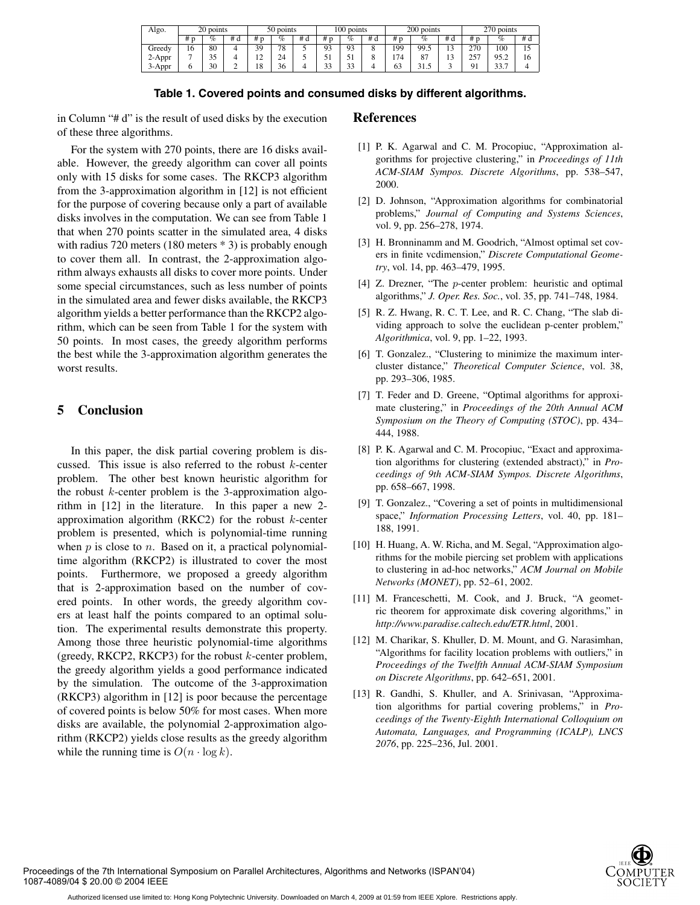| Algo. | 20 points | | | 50 points | | | 100 points | | | 200 points | | | 270 points | | |
|---|---|---|---|---|---|---|---|---|---|---|---|---|---|---|---|
| | # p | % | # d | # p | % | # d | # p | % | # d | # p | % | # d | # p | % | # d |
| Greedy | 16 | 80 | 4 | 39 | 78 | 5 | 93 | 93 | 8 | 199 | 99.5 | 13 | 270 | 100 | 15 |
| 2-Appr | 7 | 35 | 4 | 12 | 24 | 5 | 51 | 51 | 8 | 174 | 87 | 13 | 257 | 95.2 | 16 |
| 3-Appr | 6 | 30 | 2 | 18 | 36 | 4 | 33 | 33 | 4 | 63 | 31.5 | 3 | 91 | 33.7 | 4 |

**Table 1. Covered points and consumed disks by different algorithms.**

in Column "# d" is the result of used disks by the execution of these three algorithms.

For the system with 270 points, there are 16 disks available. However, the greedy algorithm can cover all points only with 15 disks for some cases. The RKCP3 algorithm from the 3-approximation algorithm in [12] is not efficient for the purpose of covering because only a part of available disks involves in the computation. We can see from Table 1 that when 270 points scatter in the simulated area, 4 disks with radius 720 meters (180 meters * 3) is probably enough to cover them all. In contrast, the 2-approximation algorithm always exhausts all disks to cover more points. Under some special circumstances, such as less number of points in the simulated area and fewer disks available, the RKCP3 algorithm yields a better performance than the RKCP2 algorithm, which can be seen from Table 1 for the system with 50 points. In most cases, the greedy algorithm performs the best while the 3-approximation algorithm generates the worst results.

## 5 Conclusion

In this paper, the disk partial covering problem is discussed. This issue is also referred to the robust $k$-center problem. The other best known heuristic algorithm for the robust $k$-center problem is the 3-approximation algorithm in [12] in the literature. In this paper a new 2-approximation algorithm (RKC2) for the robust $k$-center problem is presented, which is polynomial-time running when $p$ is close to $n$. Based on it, a practical polynomial-time algorithm (RKCP2) is illustrated to cover the most points. Furthermore, we proposed a greedy algorithm that is 2-approximation based on the number of covered points. In other words, the greedy algorithm covers at least half the points compared to an optimal solution. The experimental results demonstrate this property. Among those three heuristic polynomial-time algorithms (greedy, RKCP2, RKCP3) for the robust $k$-center problem, the greedy algorithm yields a good performance indicated by the simulation. The outcome of the 3-approximation (RKCP3) algorithm in [12] is poor because the percentage of covered points is below 50% for most cases. When more disks are available, the polynomial 2-approximation algorithm (RKCP2) yields close results as the greedy algorithm while the running time is $O(n \cdot \log k)$.

## References

[1] P. K. Agarwal and C. M. Procopiuc, "Approximation algorithms for projective clustering," in *Proceedings of 11th ACM-SIAM Sympos. Discrete Algorithms*, pp. 538–547, 2000.

[2] D. Johnson, "Approximation algorithms for combinatorial problems," *Journal of Computing and Systems Sciences*, vol. 9, pp. 256–278, 1974.

[3] H. Bronninamm and M. Goodrich, "Almost optimal set covers in finite vcdimension," *Discrete Computational Geometry*, vol. 14, pp. 463–479, 1995.

[4] Z. Drezner, "The $p$-center problem: heuristic and optimal algorithms," *J. Oper. Res. Soc.*, vol. 35, pp. 741–748, 1984.

[5] R. Z. Hwang, R. C. T. Lee, and R. C. Chang, "The slab dividing approach to solve the euclidean p-center problem," *Algorithmica*, vol. 9, pp. 1–22, 1993.

[6] T. Gonzalez., "Clustering to minimize the maximum intercluster distance," *Theoretical Computer Science*, vol. 38, pp. 293–306, 1985.

[7] T. Feder and D. Greene, "Optimal algorithms for approximate clustering," in *Proceedings of the 20th Annual ACM Symposium on the Theory of Computing (STOC)*, pp. 434–444, 1988.

[8] P. K. Agarwal and C. M. Procopiuc, "Exact and approximation algorithms for clustering (extended abstract)," in *Proceedings of 9th ACM-SIAM Sympos. Discrete Algorithms*, pp. 658–667, 1998.

[9] T. Gonzalez., "Covering a set of points in multidimensional space," *Information Processing Letters*, vol. 40, pp. 181–188, 1991.

[10] H. Huang, A. W. Richa, and M. Segal, "Approximation algorithms for the mobile piercing set problem with applications to clustering in ad-hoc networks," *ACM Journal on Mobile Networks (MONET)*, pp. 52–61, 2002.

[11] M. Franceschetti, M. Cook, and J. Bruck, "A geometric theorem for approximate disk covering algorithms," in *http://www.paradise.caltech.edu/ETR.html*, 2001.

[12] M. Charikar, S. Khuller, D. M. Mount, and G. Narasimhan, "Algorithms for facility location problems with outliers," in *Proceedings of the Twelfth Annual ACM-SIAM Symposium on Discrete Algorithms*, pp. 642–651, 2001.

[13] R. Gandhi, S. Khuller, and A. Srinivasan, "Approximation algorithms for partial covering problems," in *Proceedings of the Twenty-Eighth International Colloquium on Automata, Languages, and Programming (ICALP), LNCS 2076*, pp. 225–236, Jul. 2001.